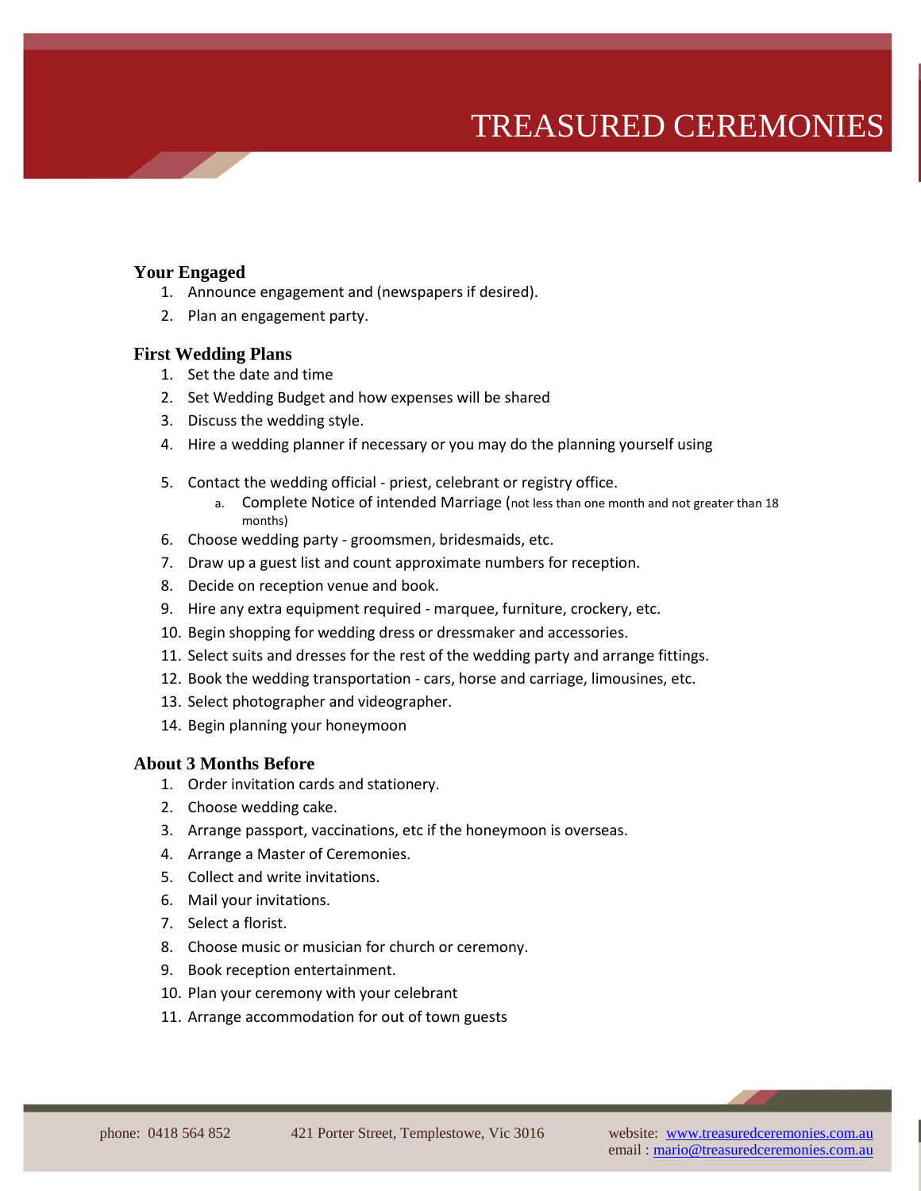# TREASURED CEREMONIES

## Your Engaged

1. Announce engagement and (newspapers if desired).
2. Plan an engagement party.

## First Wedding Plans

1. Set the date and time
2. Set Wedding Budget and how expenses will be shared
3. Discuss the wedding style.
4. Hire a wedding planner if necessary or you may do the planning yourself using
5. Contact the wedding official - priest, celebrant or registry office.
   a. Complete Notice of intended Marriage (not less than one month and not greater than 18 months)
6. Choose wedding party - groomsmen, bridesmaids, etc.
7. Draw up a guest list and count approximate numbers for reception.
8. Decide on reception venue and book.
9. Hire any extra equipment required - marquee, furniture, crockery, etc.
10. Begin shopping for wedding dress or dressmaker and accessories.
11. Select suits and dresses for the rest of the wedding party and arrange fittings.
12. Book the wedding transportation - cars, horse and carriage, limousines, etc.
13. Select photographer and videographer.
14. Begin planning your honeymoon

## About 3 Months Before

1. Order invitation cards and stationery.
2. Choose wedding cake.
3. Arrange passport, vaccinations, etc if the honeymoon is overseas.
4. Arrange a Master of Ceremonies.
5. Collect and write invitations.
6. Mail your invitations.
7. Select a florist.
8. Choose music or musician for church or ceremony.
9. Book reception entertainment.
10. Plan your ceremony with your celebrant
11. Arrange accommodation for out of town guests

phone: 0418 564 852 421 Porter Street, Templestowe, Vic 3016 website: www.treasuredceremonies.com.au
email : mario@treasuredceremonies.com.au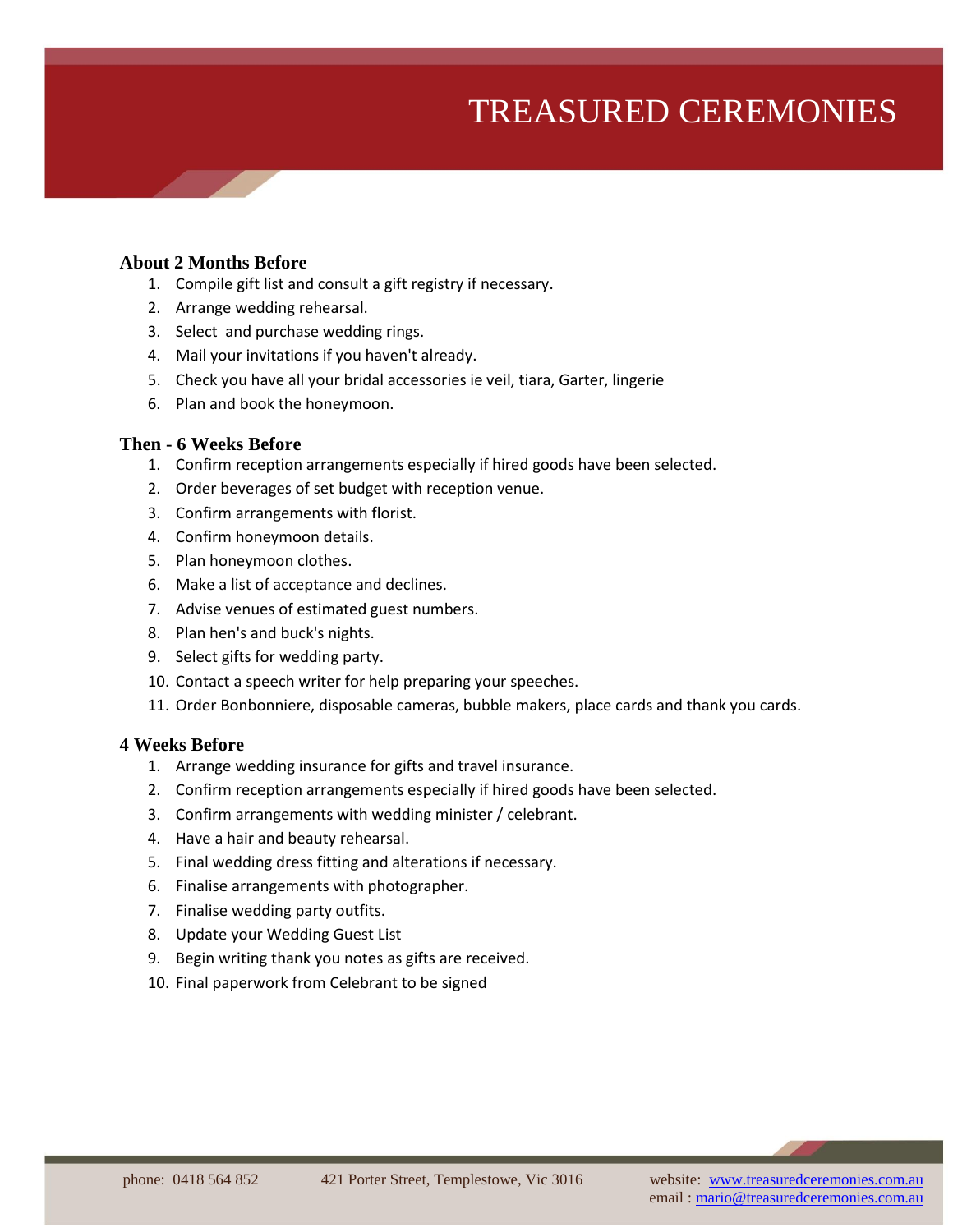## About 2 Months Before

1. Compile gift list and consult a gift registry if necessary.
2. Arrange wedding rehearsal.
3. Select  and purchase wedding rings.
4. Mail your invitations if you haven't already.
5. Check you have all your bridal accessories ie veil, tiara, Garter, lingerie
6. Plan and book the honeymoon.

## Then - 6 Weeks Before

1. Confirm reception arrangements especially if hired goods have been selected.
2. Order beverages of set budget with reception venue.
3. Confirm arrangements with florist.
4. Confirm honeymoon details.
5. Plan honeymoon clothes.
6. Make a list of acceptance and declines.
7. Advise venues of estimated guest numbers.
8. Plan hen's and buck's nights.
9. Select gifts for wedding party.
10. Contact a speech writer for help preparing your speeches.
11. Order Bonbonniere, disposable cameras, bubble makers, place cards and thank you cards.

## 4 Weeks Before

1. Arrange wedding insurance for gifts and travel insurance.
2. Confirm reception arrangements especially if hired goods have been selected.
3. Confirm arrangements with wedding minister / celebrant.
4. Have a hair and beauty rehearsal.
5. Final wedding dress fitting and alterations if necessary.
6. Finalise arrangements with photographer.
7. Finalise wedding party outfits.
8. Update your Wedding Guest List
9. Begin writing thank you notes as gifts are received.
10. Final paperwork from Celebrant to be signed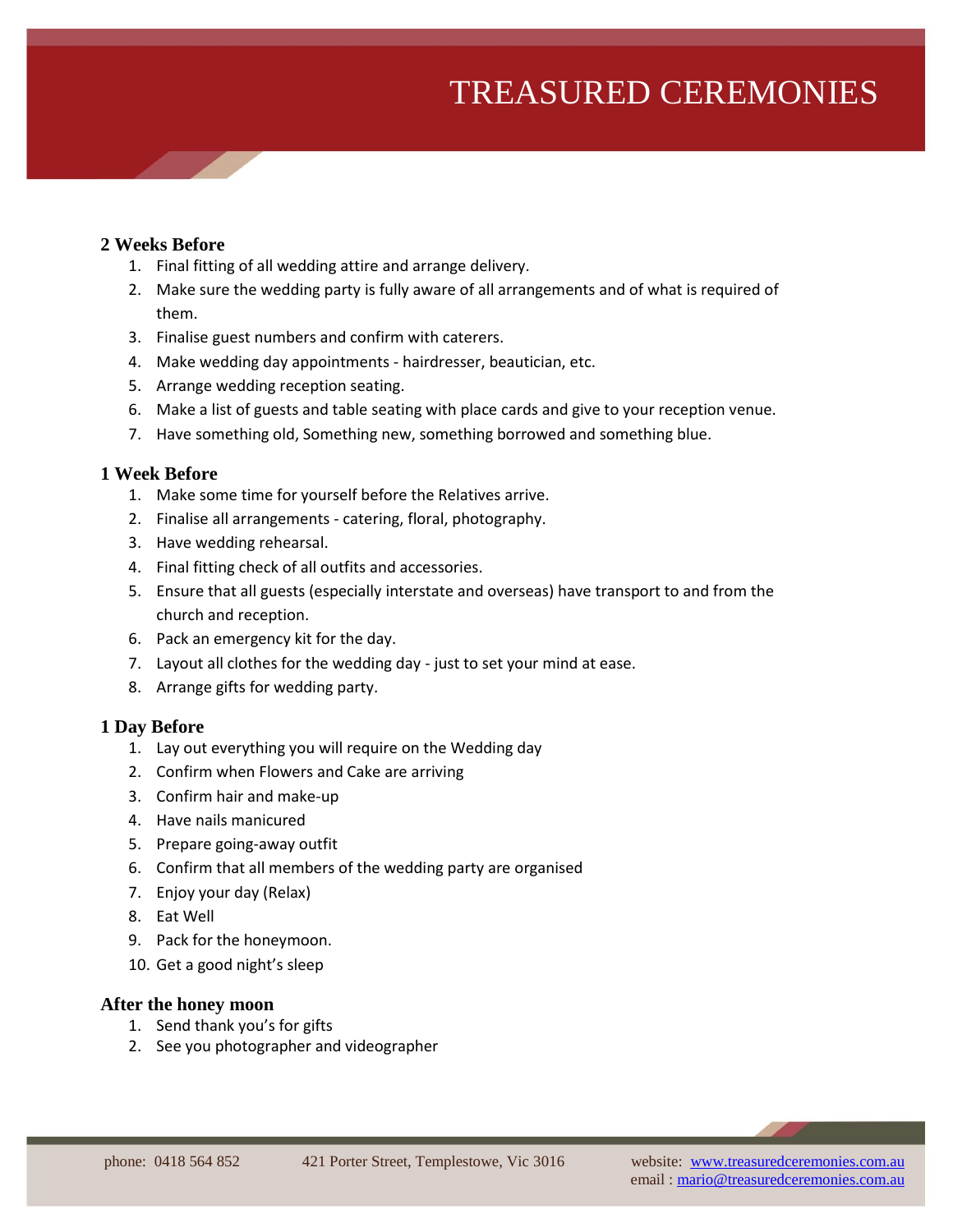## 2 Weeks Before

1. Final fitting of all wedding attire and arrange delivery.
2. Make sure the wedding party is fully aware of all arrangements and of what is required of them.
3. Finalise guest numbers and confirm with caterers.
4. Make wedding day appointments - hairdresser, beautician, etc.
5. Arrange wedding reception seating.
6. Make a list of guests and table seating with place cards and give to your reception venue.
7. Have something old, Something new, something borrowed and something blue.

## 1 Week Before

1. Make some time for yourself before the Relatives arrive.
2. Finalise all arrangements - catering, floral, photography.
3. Have wedding rehearsal.
4. Final fitting check of all outfits and accessories.
5. Ensure that all guests (especially interstate and overseas) have transport to and from the church and reception.
6. Pack an emergency kit for the day.
7. Layout all clothes for the wedding day - just to set your mind at ease.
8. Arrange gifts for wedding party.

## 1 Day Before

1. Lay out everything you will require on the Wedding day
2. Confirm when Flowers and Cake are arriving
3. Confirm hair and make-up
4. Have nails manicured
5. Prepare going-away outfit
6. Confirm that all members of the wedding party are organised
7. Enjoy your day (Relax)
8. Eat Well
9. Pack for the honeymoon.
10. Get a good night's sleep

## After the honey moon

1. Send thank you's for gifts
2. See you photographer and videographer